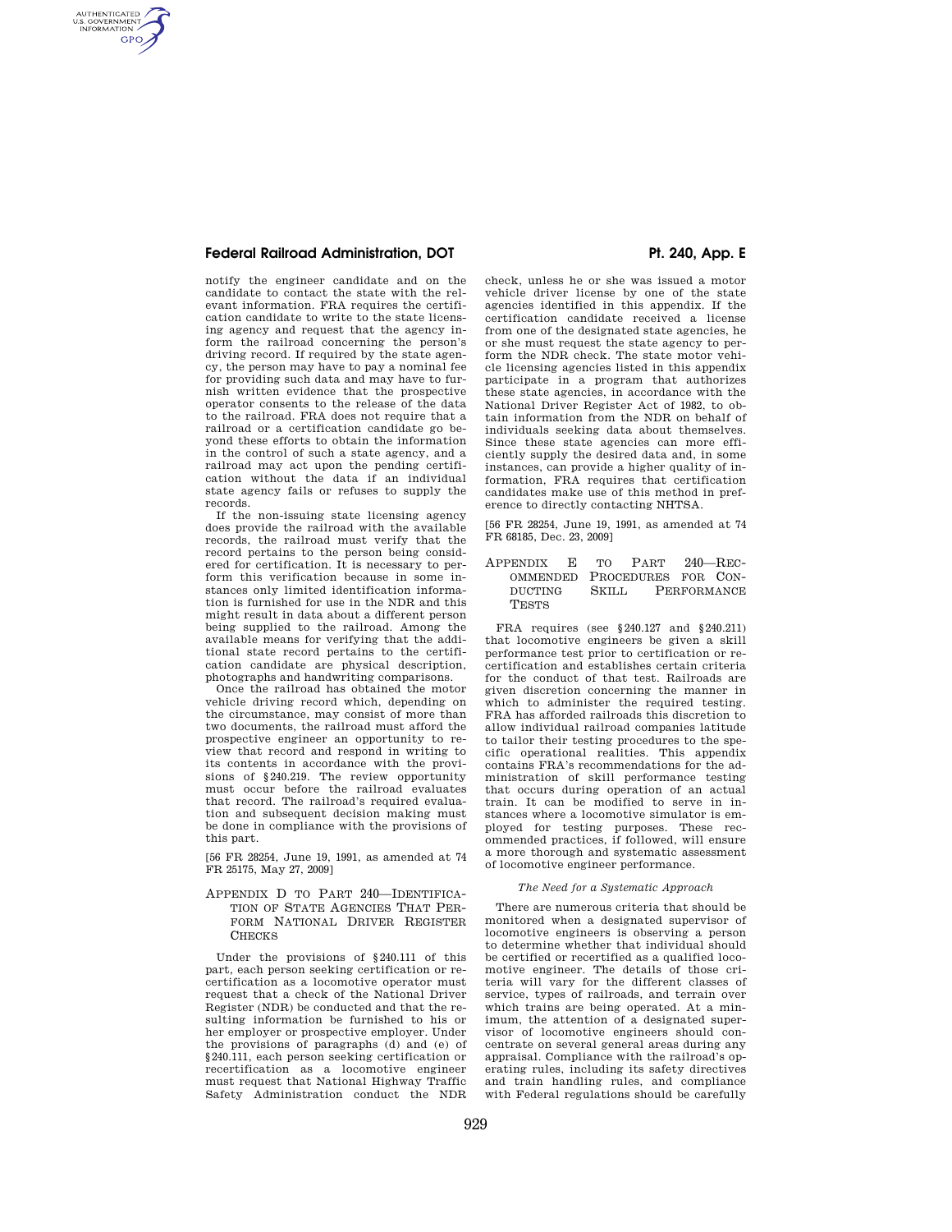notify the engineer candidate and on the candidate to contact the state with the relevant information. FRA requires the certification candidate to write to the state licensing agency and request that the agency inform the railroad concerning the person's driving record. If required by the state agency, the person may have to pay a nominal fee for providing such data and may have to furnish written evidence that the prospective operator consents to the release of the data to the railroad. FRA does not require that a railroad or a certification candidate go beyond these efforts to obtain the information in the control of such a state agency, and a railroad may act upon the pending certification without the data if an individual state agency fails or refuses to supply the records.

If the non-issuing state licensing agency does provide the railroad with the available records, the railroad must verify that the record pertains to the person being considered for certification. It is necessary to perform this verification because in some instances only limited identification information is furnished for use in the NDR and this might result in data about a different person being supplied to the railroad. Among the available means for verifying that the additional state record pertains to the certification candidate are physical description, photographs and handwriting comparisons.

Once the railroad has obtained the motor vehicle driving record which, depending on the circumstance, may consist of more than two documents, the railroad must afford the prospective engineer an opportunity to review that record and respond in writing to its contents in accordance with the provisions of §240.219. The review opportunity must occur before the railroad evaluates that record. The railroad's required evaluation and subsequent decision making must be done in compliance with the provisions of this part.

[56 FR 28254, June 19, 1991, as amended at 74 FR 25175, May 27, 2009]

## Appendix D to Part 240—Identification of State Agencies That Perform National Driver Register Checks

Under the provisions of §240.111 of this part, each person seeking certification or recertification as a locomotive operator must request that a check of the National Driver Register (NDR) be conducted and that the resulting information be furnished to his or her employer or prospective employer. Under the provisions of paragraphs (d) and (e) of §240.111, each person seeking certification or recertification as a locomotive engineer must request that National Highway Traffic Safety Administration conduct the NDR check, unless he or she was issued a motor vehicle driver license by one of the state agencies identified in this appendix. If the certification candidate received a license from one of the designated state agencies, he or she must request the state agency to perform the NDR check. The state motor vehicle licensing agencies listed in this appendix participate in a program that authorizes these state agencies, in accordance with the National Driver Register Act of 1982, to obtain information from the NDR on behalf of individuals seeking data about themselves. Since these state agencies can more efficiently supply the desired data and, in some instances, can provide a higher quality of information, FRA requires that certification candidates make use of this method in preference to directly contacting NHTSA.

[56 FR 28254, June 19, 1991, as amended at 74 FR 68185, Dec. 23, 2009]

## Appendix E to Part 240—Recommended Procedures for Conducting Skill Performance Tests

FRA requires (see §240.127 and §240.211) that locomotive engineers be given a skill performance test prior to certification or recertification and establishes certain criteria for the conduct of that test. Railroads are given discretion concerning the manner in which to administer the required testing. FRA has afforded railroads this discretion to allow individual railroad companies latitude to tailor their testing procedures to the specific operational realities. This appendix contains FRA's recommendations for the administration of skill performance testing that occurs during operation of an actual train. It can be modified to serve in instances where a locomotive simulator is employed for testing purposes. These recommended practices, if followed, will ensure a more thorough and systematic assessment of locomotive engineer performance.

### *The Need for a Systematic Approach*

There are numerous criteria that should be monitored when a designated supervisor of locomotive engineers is observing a person to determine whether that individual should be certified or recertified as a qualified locomotive engineer. The details of those criteria will vary for the different classes of service, types of railroads, and terrain over which trains are being operated. At a minimum, the attention of a designated supervisor of locomotive engineers should concentrate on several general areas during any appraisal. Compliance with the railroad's operating rules, including its safety directives and train handling rules, and compliance with Federal regulations should be carefully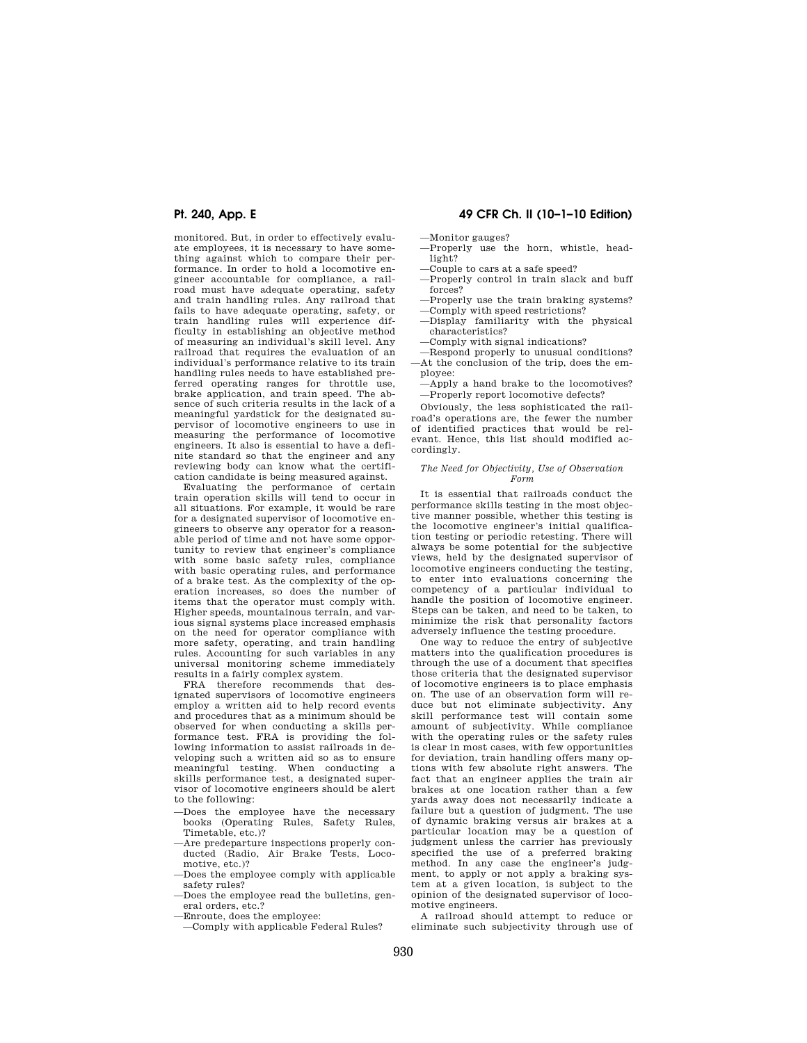monitored. But, in order to effectively evaluate employees, it is necessary to have something against which to compare their performance. In order to hold a locomotive engineer accountable for compliance, a railroad must have adequate operating, safety and train handling rules. Any railroad that fails to have adequate operating, safety, or train handling rules will experience difficulty in establishing an objective method of measuring an individual's skill level. Any railroad that requires the evaluation of an individual's performance relative to its train handling rules needs to have established preferred operating ranges for throttle use, brake application, and train speed. The absence of such criteria results in the lack of a meaningful yardstick for the designated supervisor of locomotive engineers to use in measuring the performance of locomotive engineers. It also is essential to have a definite standard so that the engineer and any reviewing body can know what the certification candidate is being measured against.

Evaluating the performance of certain train operation skills will tend to occur in all situations. For example, it would be rare for a designated supervisor of locomotive engineers to observe any operator for a reasonable period of time and not have some opportunity to review that engineer's compliance with some basic safety rules, compliance with basic operating rules, and performance of a brake test. As the complexity of the operation increases, so does the number of items that the operator must comply with. Higher speeds, mountainous terrain, and various signal systems place increased emphasis on the need for operator compliance with more safety, operating, and train handling rules. Accounting for such variables in any universal monitoring scheme immediately results in a fairly complex system.

FRA therefore recommends that designated supervisors of locomotive engineers employ a written aid to help record events and procedures that as a minimum should be observed for when conducting a skills performance test. FRA is providing the following information to assist railroads in developing such a written aid so as to ensure meaningful testing. When conducting a skills performance test, a designated supervisor of locomotive engineers should be alert to the following:

- —Does the employee have the necessary books (Operating Rules, Safety Rules, Timetable, etc.)?
- —Are predeparture inspections properly conducted (Radio, Air Brake Tests, Locomotive, etc.)?
- —Does the employee comply with applicable safety rules?
- —Does the employee read the bulletins, general orders, etc.?
- —Enroute, does the employee:
  - —Comply with applicable Federal Rules?
  - —Monitor gauges?
  - —Properly use the horn, whistle, headlight?
  - —Couple to cars at a safe speed?
  - —Properly control in train slack and buff forces?
  - —Properly use the train braking systems?
  - —Comply with speed restrictions?
  - —Display familiarity with the physical characteristics?
  - —Comply with signal indications?
  - —Respond properly to unusual conditions?
- —At the conclusion of the trip, does the employee:
  - —Apply a hand brake to the locomotives?
  - —Properly report locomotive defects?

Obviously, the less sophisticated the railroad's operations are, the fewer the number of identified practices that would be relevant. Hence, this list should modified accordingly.

*The Need for Objectivity, Use of Observation Form*

It is essential that railroads conduct the performance skills testing in the most objective manner possible, whether this testing is the locomotive engineer's initial qualification testing or periodic retesting. There will always be some potential for the subjective views, held by the designated supervisor of locomotive engineers conducting the testing, to enter into evaluations concerning the competency of a particular individual to handle the position of locomotive engineer. Steps can be taken, and need to be taken, to minimize the risk that personality factors adversely influence the testing procedure.

One way to reduce the entry of subjective matters into the qualification procedures is through the use of a document that specifies those criteria that the designated supervisor of locomotive engineers is to place emphasis on. The use of an observation form will reduce but not eliminate subjectivity. Any skill performance test will contain some amount of subjectivity. While compliance with the operating rules or the safety rules is clear in most cases, with few opportunities for deviation, train handling offers many options with few absolute right answers. The fact that an engineer applies the train air brakes at one location rather than a few yards away does not necessarily indicate a failure but a question of judgment. The use of dynamic braking versus air brakes at a particular location may be a question of judgment unless the carrier has previously specified the use of a preferred braking method. In any case the engineer's judgment, to apply or not apply a braking system at a given location, is subject to the opinion of the designated supervisor of locomotive engineers.

A railroad should attempt to reduce or eliminate such subjectivity through use of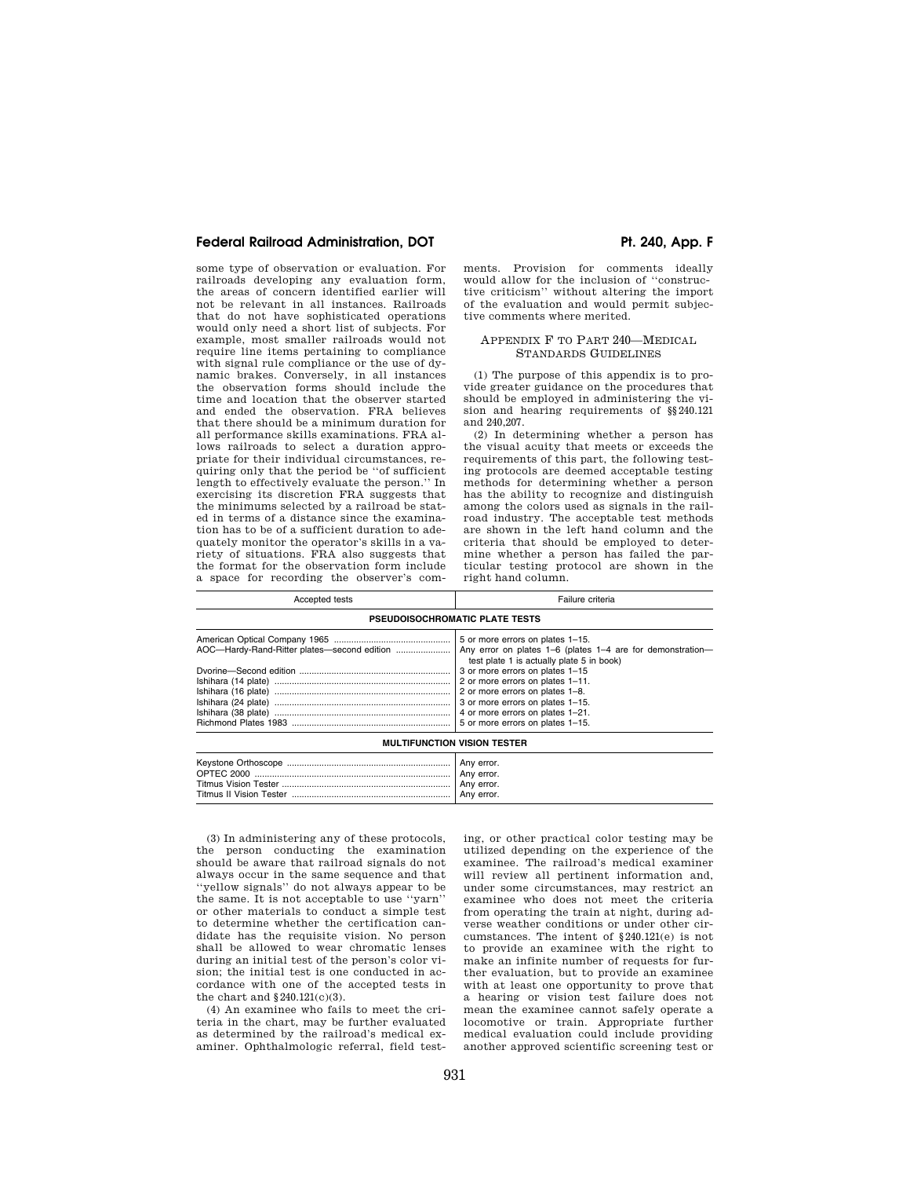some type of observation or evaluation. For railroads developing any evaluation form, the areas of concern identified earlier will not be relevant in all instances. Railroads that do not have sophisticated operations would only need a short list of subjects. For example, most smaller railroads would not require line items pertaining to compliance with signal rule compliance or the use of dynamic brakes. Conversely, in all instances the observation forms should include the time and location that the observer started and ended the observation. FRA believes that there should be a minimum duration for all performance skills examinations. FRA allows railroads to select a duration appropriate for their individual circumstances, requiring only that the period be ''of sufficient length to effectively evaluate the person.'' In exercising its discretion FRA suggests that the minimums selected by a railroad be stated in terms of a distance since the examination has to be of a sufficient duration to adequately monitor the operator's skills in a variety of situations. FRA also suggests that the format for the observation form include a space for recording the observer's comments. Provision for comments ideally would allow for the inclusion of ''constructive criticism'' without altering the import of the evaluation and would permit subjective comments where merited.

## APPENDIX F TO PART 240—MEDICAL STANDARDS GUIDELINES

(1) The purpose of this appendix is to provide greater guidance on the procedures that should be employed in administering the vision and hearing requirements of §§ 240.121 and 240.207.

(2) In determining whether a person has the visual acuity that meets or exceeds the requirements of this part, the following testing protocols are deemed acceptable testing methods for determining whether a person has the ability to recognize and distinguish among the colors used as signals in the railroad industry. The acceptable test methods are shown in the left hand column and the criteria that should be employed to determine whether a person has failed the particular testing protocol are shown in the right hand column.

| Accepted tests | Failure criteria |
|---|---|
| **PSEUDOISOCHROMATIC PLATE TESTS** | |
| American Optical Company 1965 | 5 or more errors on plates 1–15. |
| AOC—Hardy-Rand-Ritter plates—second edition | Any error on plates 1–6 (plates 1–4 are for demonstration—test plate 1 is actually plate 5 in book) |
| Dvorine—Second edition | 3 or more errors on plates 1–15 |
| Ishihara (14 plate) | 2 or more errors on plates 1–11. |
| Ishihara (16 plate) | 2 or more errors on plates 1–8. |
| Ishihara (24 plate) | 3 or more errors on plates 1–15. |
| Ishihara (38 plate) | 4 or more errors on plates 1–21. |
| Richmond Plates 1983 | 5 or more errors on plates 1–15. |
| **MULTIFUNCTION VISION TESTER** | |
| Keystone Orthoscope | Any error. |
| OPTEC 2000 | Any error. |
| Titmus Vision Tester | Any error. |
| Titmus II Vision Tester | Any error. |

(3) In administering any of these protocols, the person conducting the examination should be aware that railroad signals do not always occur in the same sequence and that ''yellow signals'' do not always appear to be the same. It is not acceptable to use ''yarn'' or other materials to conduct a simple test to determine whether the certification candidate has the requisite vision. No person shall be allowed to wear chromatic lenses during an initial test of the person's color vision; the initial test is one conducted in accordance with one of the accepted tests in the chart and § 240.121(c)(3).

(4) An examinee who fails to meet the criteria in the chart, may be further evaluated as determined by the railroad's medical examiner. Ophthalmologic referral, field testing, or other practical color testing may be utilized depending on the experience of the examinee. The railroad's medical examiner will review all pertinent information and, under some circumstances, may restrict an examinee who does not meet the criteria from operating the train at night, during adverse weather conditions or under other circumstances. The intent of § 240.121(e) is not to provide an examinee with the right to make an infinite number of requests for further evaluation, but to provide an examinee with at least one opportunity to prove that a hearing or vision test failure does not mean the examinee cannot safely operate a locomotive or train. Appropriate further medical evaluation could include providing another approved scientific screening test or